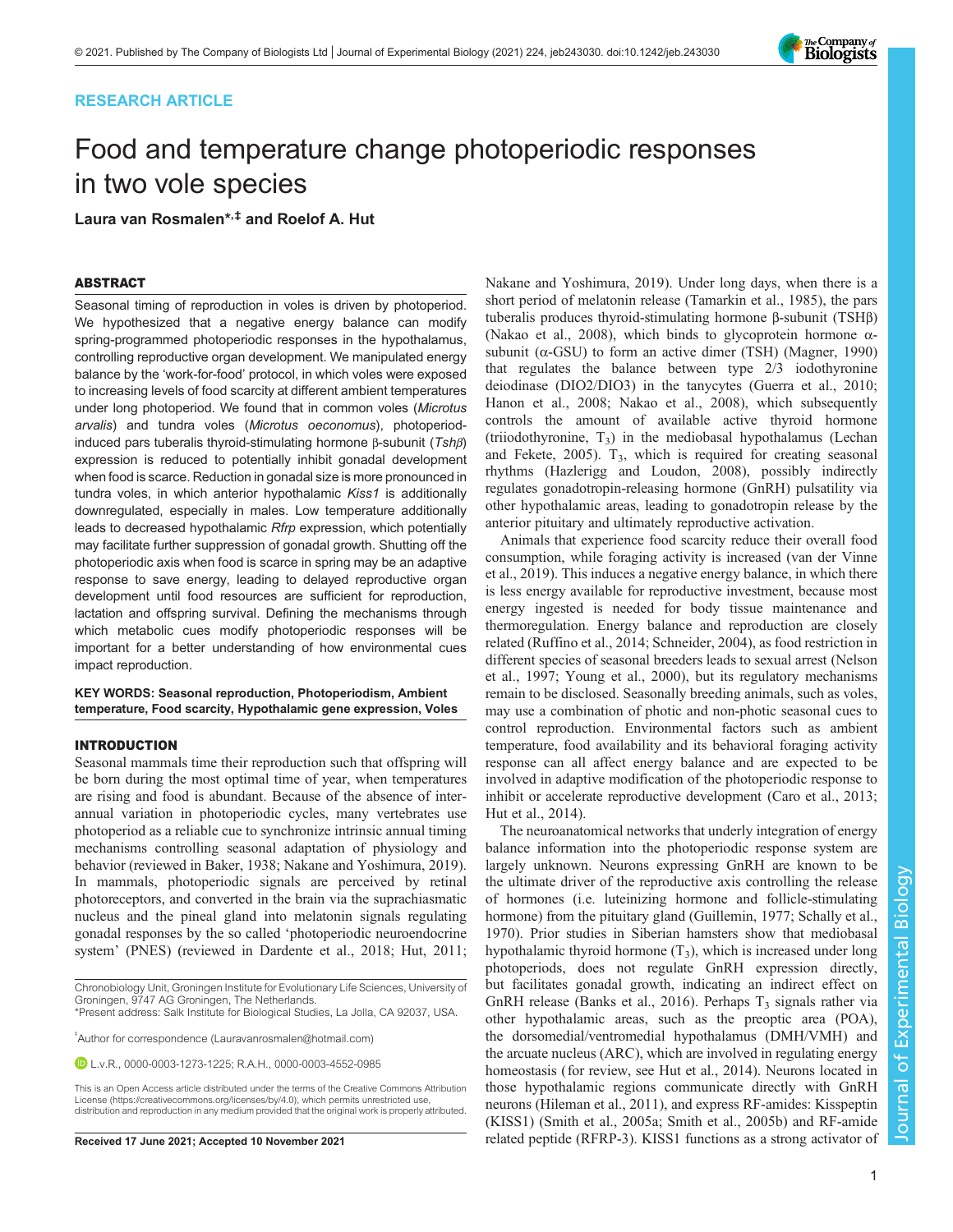RESEARCH ARTICLE

# Food and temperature change photoperiodic responses in two vole species

**Laura van Rosmalen*,‡ and Roelof A. Hut**

## ABSTRACT

Seasonal timing of reproduction in voles is driven by photoperiod. We hypothesized that a negative energy balance can modify spring-programmed photoperiodic responses in the hypothalamus, controlling reproductive organ development. We manipulated energy balance by the 'work-for-food' protocol, in which voles were exposed to increasing levels of food scarcity at different ambient temperatures under long photoperiod. We found that in common voles (*Microtus arvalis*) and tundra voles (*Microtus oeconomus*), photoperiod-induced pars tuberalis thyroid-stimulating hormone β-subunit (*Tshβ*) expression is reduced to potentially inhibit gonadal development when food is scarce. Reduction in gonadal size is more pronounced in tundra voles, in which anterior hypothalamic *Kiss1* is additionally downregulated, especially in males. Low temperature additionally leads to decreased hypothalamic *Rfrp* expression, which potentially may facilitate further suppression of gonadal growth. Shutting off the photoperiodic axis when food is scarce in spring may be an adaptive response to save energy, leading to delayed reproductive organ development until food resources are sufficient for reproduction, lactation and offspring survival. Defining the mechanisms through which metabolic cues modify photoperiodic responses will be important for a better understanding of how environmental cues impact reproduction.

**KEY WORDS: Seasonal reproduction, Photoperiodism, Ambient temperature, Food scarcity, Hypothalamic gene expression, Voles**

## INTRODUCTION

Seasonal mammals time their reproduction such that offspring will be born during the most optimal time of year, when temperatures are rising and food is abundant. Because of the absence of inter-annual variation in photoperiodic cycles, many vertebrates use photoperiod as a reliable cue to synchronize intrinsic annual timing mechanisms controlling seasonal adaptation of physiology and behavior (reviewed in Baker, 1938; Nakane and Yoshimura, 2019). In mammals, photoperiodic signals are perceived by retinal photoreceptors, and converted in the brain via the suprachiasmatic nucleus and the pineal gland into melatonin signals regulating gonadal responses by the so called 'photoperiodic neuroendocrine system' (PNES) (reviewed in Dardente et al., 2018; Hut, 2011; Nakane and Yoshimura, 2019). Under long days, when there is a short period of melatonin release (Tamarkin et al., 1985), the pars tuberalis produces thyroid-stimulating hormone β-subunit (TSHβ) (Nakao et al., 2008), which binds to glycoprotein hormone α-subunit (α-GSU) to form an active dimer (TSH) (Magner, 1990) that regulates the balance between type 2/3 iodothyronine deiodinase (DIO2/DIO3) in the tanycytes (Guerra et al., 2010; Hanon et al., 2008; Nakao et al., 2008), which subsequently controls the amount of available active thyroid hormone (triiodothyronine, $T_3$) in the mediobasal hypothalamus (Lechan and Fekete, 2005). $T_3$, which is required for creating seasonal rhythms (Hazlerigg and Loudon, 2008), possibly indirectly regulates gonadotropin-releasing hormone (GnRH) pulsatility via other hypothalamic areas, leading to gonadotropin release by the anterior pituitary and ultimately reproductive activation.

Animals that experience food scarcity reduce their overall food consumption, while foraging activity is increased (van der Vinne et al., 2019). This induces a negative energy balance, in which there is less energy available for reproductive investment, because most energy ingested is needed for body tissue maintenance and thermoregulation. Energy balance and reproduction are closely related (Ruffino et al., 2014; Schneider, 2004), as food restriction in different species of seasonal breeders leads to sexual arrest (Nelson et al., 1997; Young et al., 2000), but its regulatory mechanisms remain to be disclosed. Seasonally breeding animals, such as voles, may use a combination of photic and non-photic seasonal cues to control reproduction. Environmental factors such as ambient temperature, food availability and its behavioral foraging activity response can all affect energy balance and are expected to be involved in adaptive modification of the photoperiodic response to inhibit or accelerate reproductive development (Caro et al., 2013; Hut et al., 2014).

The neuroanatomical networks that underly integration of energy balance information into the photoperiodic response system are largely unknown. Neurons expressing GnRH are known to be the ultimate driver of the reproductive axis controlling the release of hormones (i.e. luteinizing hormone and follicle-stimulating hormone) from the pituitary gland (Guillemin, 1977; Schally et al., 1970). Prior studies in Siberian hamsters show that mediobasal hypothalamic thyroid hormone ($T_3$), which is increased under long photoperiods, does not regulate GnRH expression directly, but facilitates gonadal growth, indicating an indirect effect on GnRH release (Banks et al., 2016). Perhaps $T_3$ signals rather via other hypothalamic areas, such as the preoptic area (POA), the dorsomedial/ventromedial hypothalamus (DMH/VMH) and the arcuate nucleus (ARC), which are involved in regulating energy homeostasis (for review, see Hut et al., 2014). Neurons located in those hypothalamic regions communicate directly with GnRH neurons (Hileman et al., 2011), and express RF-amides: Kisspeptin (KISS1) (Smith et al., 2005a; Smith et al., 2005b) and RF-amide related peptide (RFRP-3). KISS1 functions as a strong activator of

Chronobiology Unit, Groningen Institute for Evolutionary Life Sciences, University of Groningen, 9747 AG Groningen, The Netherlands.
*Present address: Salk Institute for Biological Studies, La Jolla, CA 92037, USA.

‡Author for correspondence (Lauravanrosmalen@hotmail.com)

L.v.R., 0000-0003-1273-1225; R.A.H., 0000-0003-4552-0985

This is an Open Access article distributed under the terms of the Creative Commons Attribution License (https://creativecommons.org/licenses/by/4.0), which permits unrestricted use, distribution and reproduction in any medium provided that the original work is properly attributed.

Received 17 June 2021; Accepted 10 November 2021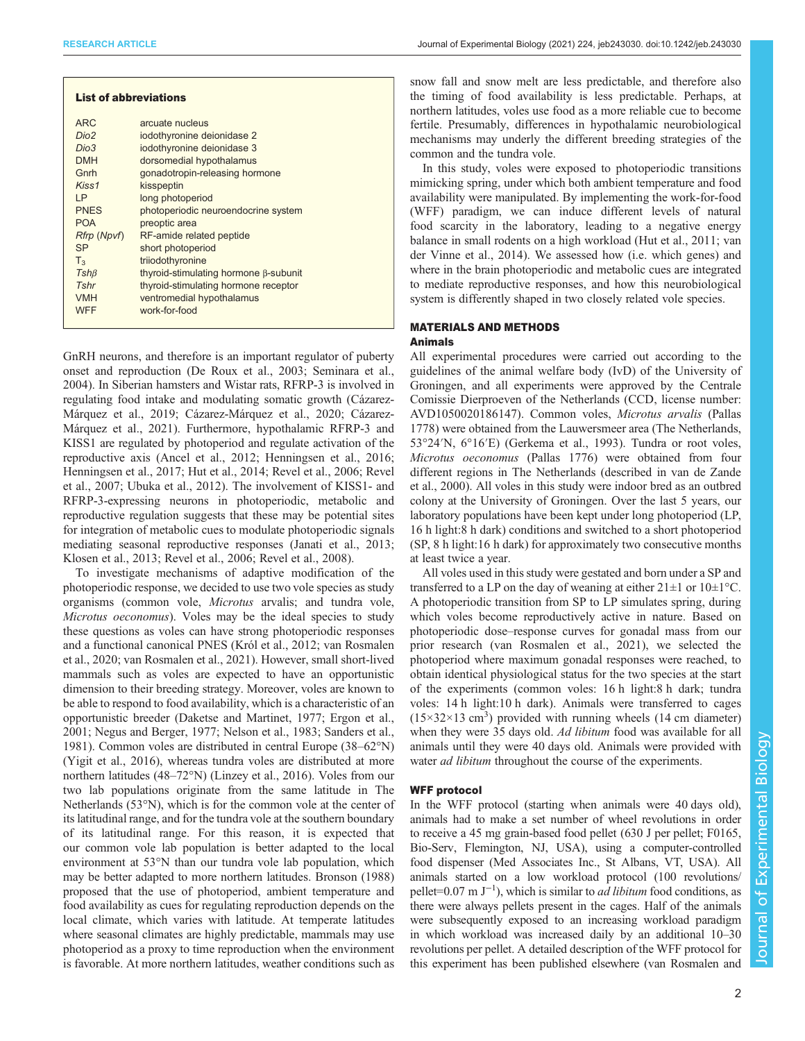**List of abbreviations**

| | |
|---|---|
| ARC | arcuate nucleus |
| *Dio2* | iodothyronine deionidase 2 |
| *Dio3* | iodothyronine deionidase 3 |
| DMH | dorsomedial hypothalamus |
| Gnrh | gonadotropin-releasing hormone |
| *Kiss1* | kisspeptin |
| LP | long photoperiod |
| PNES | photoperiodic neuroendocrine system |
| POA | preoptic area |
| *Rfrp* (*Npvf*) | RF-amide related peptide |
| SP | short photoperiod |
| $T_3$ | triiodothyronine |
| *Tshβ* | thyroid-stimulating hormone β-subunit |
| *Tshr* | thyroid-stimulating hormone receptor |
| VMH | ventromedial hypothalamus |
| WFF | work-for-food |

GnRH neurons, and therefore is an important regulator of puberty onset and reproduction (De Roux et al., 2003; Seminara et al., 2004). In Siberian hamsters and Wistar rats, RFRP-3 is involved in regulating food intake and modulating somatic growth (Cázarez-Márquez et al., 2019; Cázarez-Márquez et al., 2020; Cázarez-Márquez et al., 2021). Furthermore, hypothalamic RFRP-3 and KISS1 are regulated by photoperiod and regulate activation of the reproductive axis (Ancel et al., 2012; Henningsen et al., 2016; Henningsen et al., 2017; Hut et al., 2014; Revel et al., 2006; Revel et al., 2007; Ubuka et al., 2012). The involvement of KISS1- and RFRP-3-expressing neurons in photoperiodic, metabolic and reproductive regulation suggests that these may be potential sites for integration of metabolic cues to modulate photoperiodic signals mediating seasonal reproductive responses (Janati et al., 2013; Klosen et al., 2013; Revel et al., 2006; Revel et al., 2008).

To investigate mechanisms of adaptive modification of the photoperiodic response, we decided to use two vole species as study organisms (common vole, *Microtus* arvalis; and tundra vole, *Microtus oeconomus*). Voles may be the ideal species to study these questions as voles can have strong photoperiodic responses and a functional canonical PNES (Król et al., 2012; van Rosmalen et al., 2020; van Rosmalen et al., 2021). However, small short-lived mammals such as voles are expected to have an opportunistic dimension to their breeding strategy. Moreover, voles are known to be able to respond to food availability, which is a characteristic of an opportunistic breeder (Daketse and Martinet, 1977; Ergon et al., 2001; Negus and Berger, 1977; Nelson et al., 1983; Sanders et al., 1981). Common voles are distributed in central Europe (38–62°N) (Yigit et al., 2016), whereas tundra voles are distributed at more northern latitudes (48–72°N) (Linzey et al., 2016). Voles from our two lab populations originate from the same latitude in The Netherlands (53°N), which is for the common vole at the center of its latitudinal range, and for the tundra vole at the southern boundary of its latitudinal range. For this reason, it is expected that our common vole lab population is better adapted to the local environment at 53°N than our tundra vole lab population, which may be better adapted to more northern latitudes. Bronson (1988) proposed that the use of photoperiod, ambient temperature and food availability as cues for regulating reproduction depends on the local climate, which varies with latitude. At temperate latitudes where seasonal climates are highly predictable, mammals may use photoperiod as a proxy to time reproduction when the environment is favorable. At more northern latitudes, weather conditions such as snow fall and snow melt are less predictable, and therefore also the timing of food availability is less predictable. Perhaps, at northern latitudes, voles use food as a more reliable cue to become fertile. Presumably, differences in hypothalamic neurobiological mechanisms may underly the different breeding strategies of the common and the tundra vole.

In this study, voles were exposed to photoperiodic transitions mimicking spring, under which both ambient temperature and food availability were manipulated. By implementing the work-for-food (WFF) paradigm, we can induce different levels of natural food scarcity in the laboratory, leading to a negative energy balance in small rodents on a high workload (Hut et al., 2011; van der Vinne et al., 2014). We assessed how (i.e. which genes) and where in the brain photoperiodic and metabolic cues are integrated to mediate reproductive responses, and how this neurobiological system is differently shaped in two closely related vole species.

## MATERIALS AND METHODS

### Animals

All experimental procedures were carried out according to the guidelines of the animal welfare body (IvD) of the University of Groningen, and all experiments were approved by the Centrale Comissie Dierproeven of the Netherlands (CCD, license number: AVD1050020186147). Common voles, *Microtus arvalis* (Pallas 1778) were obtained from the Lauwersmeer area (The Netherlands, 53°24′N, 6°16′E) (Gerkema et al., 1993). Tundra or root voles, *Microtus oeconomus* (Pallas 1776) were obtained from four different regions in The Netherlands (described in van de Zande et al., 2000). All voles in this study were indoor bred as an outbred colony at the University of Groningen. Over the last 5 years, our laboratory populations have been kept under long photoperiod (LP, 16 h light:8 h dark) conditions and switched to a short photoperiod (SP, 8 h light:16 h dark) for approximately two consecutive months at least twice a year.

All voles used in this study were gestated and born under a SP and transferred to a LP on the day of weaning at either 21±1 or 10±1°C. A photoperiodic transition from SP to LP simulates spring, during which voles become reproductively active in nature. Based on photoperiodic dose–response curves for gonadal mass from our prior research (van Rosmalen et al., 2021), we selected the photoperiod where maximum gonadal responses were reached, to obtain identical physiological status for the two species at the start of the experiments (common voles: 16 h light:8 h dark; tundra voles: 14 h light:10 h dark). Animals were transferred to cages ($15×32×13$ cm$^3$) provided with running wheels (14 cm diameter) when they were 35 days old. *Ad libitum* food was available for all animals until they were 40 days old. Animals were provided with water *ad libitum* throughout the course of the experiments.

### WFF protocol

In the WFF protocol (starting when animals were 40 days old), animals had to make a set number of wheel revolutions in order to receive a 45 mg grain-based food pellet (630 J per pellet; F0165, Bio-Serv, Flemington, NJ, USA), using a computer-controlled food dispenser (Med Associates Inc., St Albans, VT, USA). All animals started on a low workload protocol (100 revolutions/pellet=0.07 m J$^{-1}$), which is similar to *ad libitum* food conditions, as there were always pellets present in the cages. Half of the animals were subsequently exposed to an increasing workload paradigm in which workload was increased daily by an additional 10–30 revolutions per pellet. A detailed description of the WFF protocol for this experiment has been published elsewhere (van Rosmalen and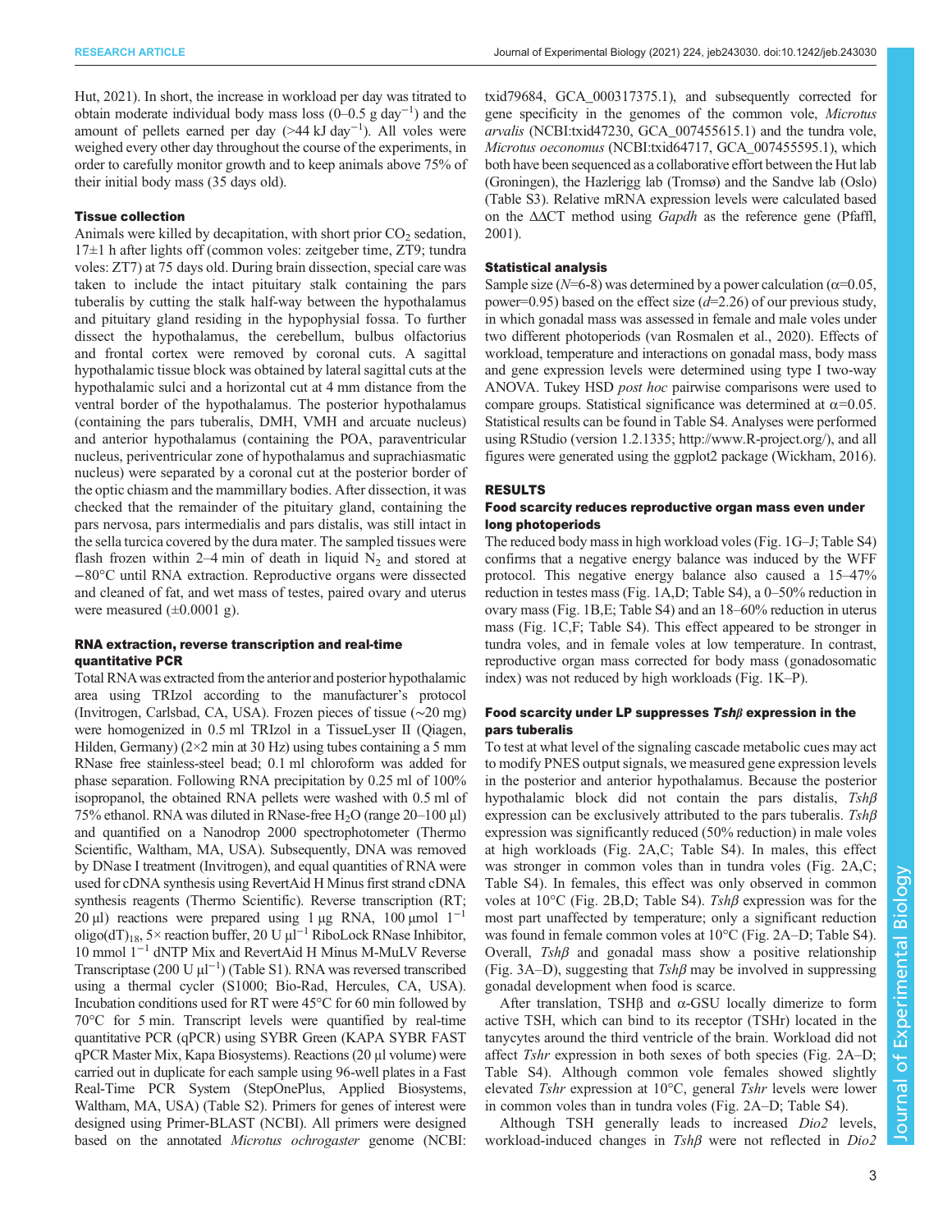Hut, 2021). In short, the increase in workload per day was titrated to obtain moderate individual body mass loss (0–0.5 g $day^{-1}$) and the amount of pellets earned per day (>44 kJ $day^{-1}$). All voles were weighed every other day throughout the course of the experiments, in order to carefully monitor growth and to keep animals above 75% of their initial body mass (35 days old).

### Tissue collection

Animals were killed by decapitation, with short prior $CO_2$ sedation, 17±1 h after lights off (common voles: zeitgeber time, ZT9; tundra voles: ZT7) at 75 days old. During brain dissection, special care was taken to include the intact pituitary stalk containing the pars tuberalis by cutting the stalk half-way between the hypothalamus and pituitary gland residing in the hypophysial fossa. To further dissect the hypothalamus, the cerebellum, bulbus olfactorius and frontal cortex were removed by coronal cuts. A sagittal hypothalamic tissue block was obtained by lateral sagittal cuts at the hypothalamic sulci and a horizontal cut at 4 mm distance from the ventral border of the hypothalamus. The posterior hypothalamus (containing the pars tuberalis, DMH, VMH and arcuate nucleus) and anterior hypothalamus (containing the POA, paraventricular nucleus, periventricular zone of hypothalamus and suprachiasmatic nucleus) were separated by a coronal cut at the posterior border of the optic chiasm and the mammillary bodies. After dissection, it was checked that the remainder of the pituitary gland, containing the pars nervosa, pars intermedialis and pars distalis, was still intact in the sella turcica covered by the dura mater. The sampled tissues were flash frozen within 2–4 min of death in liquid $N_2$ and stored at −80°C until RNA extraction. Reproductive organs were dissected and cleaned of fat, and wet mass of testes, paired ovary and uterus were measured (±0.0001 g).

### RNA extraction, reverse transcription and real-time quantitative PCR

Total RNA was extracted from the anterior and posterior hypothalamic area using TRIzol according to the manufacturer's protocol (Invitrogen, Carlsbad, CA, USA). Frozen pieces of tissue (~20 mg) were homogenized in 0.5 ml TRIzol in a TissueLyser II (Qiagen, Hilden, Germany) (2×2 min at 30 Hz) using tubes containing a 5 mm RNase free stainless-steel bead; 0.1 ml chloroform was added for phase separation. Following RNA precipitation by 0.25 ml of 100% isopropanol, the obtained RNA pellets were washed with 0.5 ml of 75% ethanol. RNA was diluted in RNase-free $H_2O$ (range 20–100 µl) and quantified on a Nanodrop 2000 spectrophotometer (Thermo Scientific, Waltham, MA, USA). Subsequently, DNA was removed by DNase I treatment (Invitrogen), and equal quantities of RNA were used for cDNA synthesis using RevertAid H Minus first strand cDNA synthesis reagents (Thermo Scientific). Reverse transcription (RT; 20 µl) reactions were prepared using 1 µg RNA, 100 µmol $l^{-1}$ oligo$(dT)_{18}$, 5× reaction buffer, 20 U $\mu l^{-1}$ RiboLock RNase Inhibitor, 10 mmol $l^{-1}$ dNTP Mix and RevertAid H Minus M-MuLV Reverse Transcriptase (200 U $\mu l^{-1}$) (Table S1). RNA was reversed transcribed using a thermal cycler (S1000; Bio-Rad, Hercules, CA, USA). Incubation conditions used for RT were 45°C for 60 min followed by 70°C for 5 min. Transcript levels were quantified by real-time quantitative PCR (qPCR) using SYBR Green (KAPA SYBR FAST qPCR Master Mix, Kapa Biosystems). Reactions (20 µl volume) were carried out in duplicate for each sample using 96-well plates in a Fast Real-Time PCR System (StepOnePlus, Applied Biosystems, Waltham, MA, USA) (Table S2). Primers for genes of interest were designed using Primer-BLAST (NCBI). All primers were designed based on the annotated *Microtus ochrogaster* genome (NCBI:txid79684, GCA_000317375.1), and subsequently corrected for gene specificity in the genomes of the common vole, *Microtus arvalis* (NCBI:txid47230, GCA_007455615.1) and the tundra vole, *Microtus oeconomus* (NCBI:txid64717, GCA_007455595.1), which both have been sequenced as a collaborative effort between the Hut lab (Groningen), the Hazlerigg lab (Tromsø) and the Sandve lab (Oslo) (Table S3). Relative mRNA expression levels were calculated based on the ΔΔCT method using *Gapdh* as the reference gene (Pfaffl, 2001).

### Statistical analysis

Sample size (*N*=6-8) was determined by a power calculation (α=0.05, power=0.95) based on the effect size (*d*=2.26) of our previous study, in which gonadal mass was assessed in female and male voles under two different photoperiods (van Rosmalen et al., 2020). Effects of workload, temperature and interactions on gonadal mass, body mass and gene expression levels were determined using type I two-way ANOVA. Tukey HSD *post hoc* pairwise comparisons were used to compare groups. Statistical significance was determined at α=0.05. Statistical results can be found in Table S4. Analyses were performed using RStudio (version 1.2.1335; http://www.R-project.org/), and all figures were generated using the ggplot2 package (Wickham, 2016).

## RESULTS

### Food scarcity reduces reproductive organ mass even under long photoperiods

The reduced body mass in high workload voles (Fig. 1G–J; Table S4) confirms that a negative energy balance was induced by the WFF protocol. This negative energy balance also caused a 15–47% reduction in testes mass (Fig. 1A,D; Table S4), a 0–50% reduction in ovary mass (Fig. 1B,E; Table S4) and an 18–60% reduction in uterus mass (Fig. 1C,F; Table S4). This effect appeared to be stronger in tundra voles, and in female voles at low temperature. In contrast, reproductive organ mass corrected for body mass (gonadosomatic index) was not reduced by high workloads (Fig. 1K–P).

### Food scarcity under LP suppresses *Tshβ* expression in the pars tuberalis

To test at what level of the signaling cascade metabolic cues may act to modify PNES output signals, we measured gene expression levels in the posterior and anterior hypothalamus. Because the posterior hypothalamic block did not contain the pars distalis, *Tshβ* expression can be exclusively attributed to the pars tuberalis. *Tshβ* expression was significantly reduced (50% reduction) in male voles at high workloads (Fig. 2A,C; Table S4). In males, this effect was stronger in common voles than in tundra voles (Fig. 2A,C; Table S4). In females, this effect was only observed in common voles at 10°C (Fig. 2B,D; Table S4). *Tshβ* expression was for the most part unaffected by temperature; only a significant reduction was found in female common voles at 10°C (Fig. 2A–D; Table S4). Overall, *Tshβ* and gonadal mass show a positive relationship (Fig. 3A–D), suggesting that *Tshβ* may be involved in suppressing gonadal development when food is scarce.

After translation, TSHβ and α-GSU locally dimerize to form active TSH, which can bind to its receptor (TSHr) located in the tanycytes around the third ventricle of the brain. Workload did not affect *Tshr* expression in both sexes of both species (Fig. 2A–D; Table S4). Although common vole females showed slightly elevated *Tshr* expression at 10°C, general *Tshr* levels were lower in common voles than in tundra voles (Fig. 2A–D; Table S4).

Although TSH generally leads to increased *Dio2* levels, workload-induced changes in *Tshβ* were not reflected in *Dio2*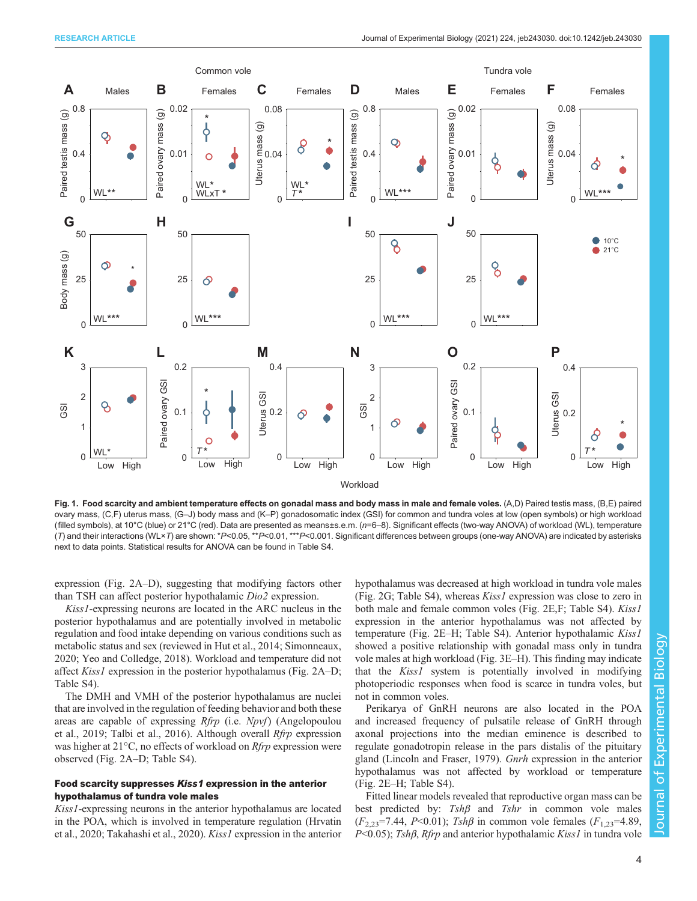**Fig. 1. Food scarcity and ambient temperature effects on gonadal mass and body mass in male and female voles.** (A,D) Paired testis mass, (B,E) paired ovary mass, (C,F) uterus mass, (G–J) body mass and (K–P) gonadosomatic index (GSI) for common and tundra voles at low (open symbols) or high workload (filled symbols), at 10°C (blue) or 21°C (red). Data are presented as means±s.e.m. ($n$=6–8). Significant effects (two-way ANOVA) of workload (WL), temperature ($T$) and their interactions (WL×$T$) are shown: \*$P$<0.05, \*\*$P$<0.01, \*\*\*$P$<0.001. Significant differences between groups (one-way ANOVA) are indicated by asterisks next to data points. Statistical results for ANOVA can be found in Table S4.

expression (Fig. 2A–D), suggesting that modifying factors other than TSH can affect posterior hypothalamic *Dio2* expression.

*Kiss1*-expressing neurons are located in the ARC nucleus in the posterior hypothalamus and are potentially involved in metabolic regulation and food intake depending on various conditions such as metabolic status and sex (reviewed in Hut et al., 2014; Simonneaux, 2020; Yeo and Colledge, 2018). Workload and temperature did not affect *Kiss1* expression in the posterior hypothalamus (Fig. 2A–D; Table S4).

The DMH and VMH of the posterior hypothalamus are nuclei that are involved in the regulation of feeding behavior and both these areas are capable of expressing *Rfrp* (i.e. *Npvf*) (Angelopoulou et al., 2019; Talbi et al., 2016). Although overall *Rfrp* expression was higher at 21°C, no effects of workload on *Rfrp* expression were observed (Fig. 2A–D; Table S4).

### Food scarcity suppresses *Kiss1* expression in the anterior hypothalamus of tundra vole males

*Kiss1*-expressing neurons in the anterior hypothalamus are located in the POA, which is involved in temperature regulation (Hrvatin et al., 2020; Takahashi et al., 2020). *Kiss1* expression in the anterior hypothalamus was decreased at high workload in tundra vole males (Fig. 2G; Table S4), whereas *Kiss1* expression was close to zero in both male and female common voles (Fig. 2E,F; Table S4). *Kiss1* expression in the anterior hypothalamus was not affected by temperature (Fig. 2E–H; Table S4). Anterior hypothalamic *Kiss1* showed a positive relationship with gonadal mass only in tundra vole males at high workload (Fig. 3E–H). This finding may indicate that the *Kiss1* system is potentially involved in modifying photoperiodic responses when food is scarce in tundra voles, but not in common voles.

Perikarya of GnRH neurons are also located in the POA and increased frequency of pulsatile release of GnRH through axonal projections into the median eminence is described to regulate gonadotropin release in the pars distalis of the pituitary gland (Lincoln and Fraser, 1979). *Gnrh* expression in the anterior hypothalamus was not affected by workload or temperature (Fig. 2E–H; Table S4).

Fitted linear models revealed that reproductive organ mass can be best predicted by: *Tshβ* and *Tshr* in common vole males ($F_{2,23}$=7.44, $P$<0.01); *Tshβ* in common vole females ($F_{1,23}$=4.89, $P$<0.05); *Tshβ*, *Rfrp* and anterior hypothalamic *Kiss1* in tundra vole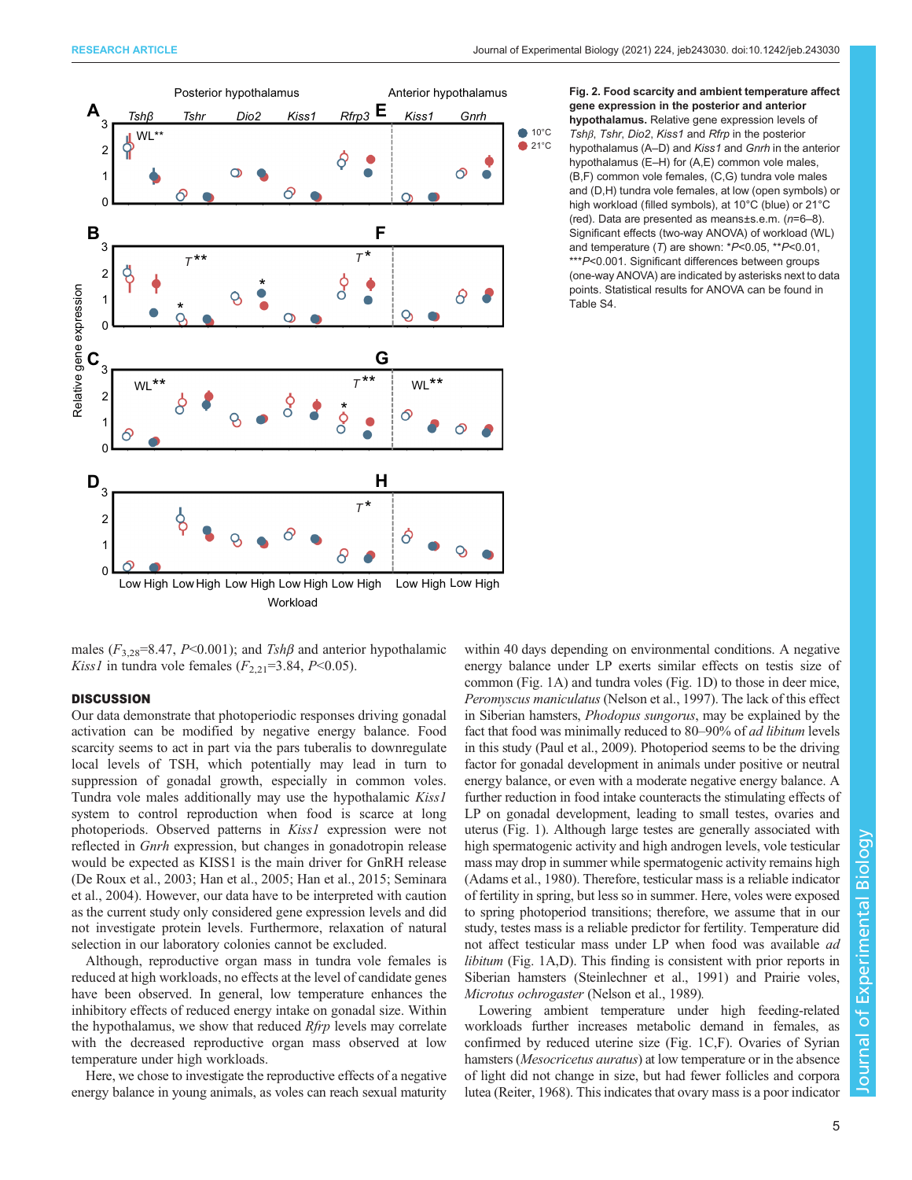**Fig. 2. Food scarcity and ambient temperature affect gene expression in the posterior and anterior hypothalamus.** Relative gene expression levels of *Tshβ*, *Tshr*, *Dio2*, *Kiss1* and *Rfrp* in the posterior hypothalamus (A–D) and *Kiss1* and *Gnrh* in the anterior hypothalamus (E–H) for (A,E) common vole males, (B,F) common vole females, (C,G) tundra vole males and (D,H) tundra vole females, at low (open symbols) or high workload (filled symbols), at 10°C (blue) or 21°C (red). Data are presented as means±s.e.m. ($n$=6–8). Significant effects (two-way ANOVA) of workload (WL) and temperature ($T$) are shown: \*$P$<0.05, \*\*$P$<0.01, \*\*\*$P$<0.001. Significant differences between groups (one-way ANOVA) are indicated by asterisks next to data points. Statistical results for ANOVA can be found in Table S4.

males ($F_{3,28}$=8.47, $P$<0.001); and *Tshβ* and anterior hypothalamic *Kiss1* in tundra vole females ($F_{2,21}$=3.84, $P$<0.05).

## DISCUSSION

Our data demonstrate that photoperiodic responses driving gonadal activation can be modified by negative energy balance. Food scarcity seems to act in part via the pars tuberalis to downregulate local levels of TSH, which potentially may lead in turn to suppression of gonadal growth, especially in common voles. Tundra vole males additionally may use the hypothalamic *Kiss1* system to control reproduction when food is scarce at long photoperiods. Observed patterns in *Kiss1* expression were not reflected in *Gnrh* expression, but changes in gonadotropin release would be expected as KISS1 is the main driver for GnRH release (De Roux et al., 2003; Han et al., 2005; Han et al., 2015; Seminara et al., 2004). However, our data have to be interpreted with caution as the current study only considered gene expression levels and did not investigate protein levels. Furthermore, relaxation of natural selection in our laboratory colonies cannot be excluded.

Although, reproductive organ mass in tundra vole females is reduced at high workloads, no effects at the level of candidate genes have been observed. In general, low temperature enhances the inhibitory effects of reduced energy intake on gonadal size. Within the hypothalamus, we show that reduced *Rfrp* levels may correlate with the decreased reproductive organ mass observed at low temperature under high workloads.

Here, we chose to investigate the reproductive effects of a negative energy balance in young animals, as voles can reach sexual maturity within 40 days depending on environmental conditions. A negative energy balance under LP exerts similar effects on testis size of common (Fig. 1A) and tundra voles (Fig. 1D) to those in deer mice, *Peromyscus maniculatus* (Nelson et al., 1997). The lack of this effect in Siberian hamsters, *Phodopus sungorus*, may be explained by the fact that food was minimally reduced to 80–90% of *ad libitum* levels in this study (Paul et al., 2009). Photoperiod seems to be the driving factor for gonadal development in animals under positive or neutral energy balance, or even with a moderate negative energy balance. A further reduction in food intake counteracts the stimulating effects of LP on gonadal development, leading to small testes, ovaries and uterus (Fig. 1). Although large testes are generally associated with high spermatogenic activity and high androgen levels, vole testicular mass may drop in summer while spermatogenic activity remains high (Adams et al., 1980). Therefore, testicular mass is a reliable indicator of fertility in spring, but less so in summer. Here, voles were exposed to spring photoperiod transitions; therefore, we assume that in our study, testes mass is a reliable predictor for fertility. Temperature did not affect testicular mass under LP when food was available *ad libitum* (Fig. 1A,D). This finding is consistent with prior reports in Siberian hamsters (Steinlechner et al., 1991) and Prairie voles, *Microtus ochrogaster* (Nelson et al., 1989).

Lowering ambient temperature under high feeding-related workloads further increases metabolic demand in females, as confirmed by reduced uterine size (Fig. 1C,F). Ovaries of Syrian hamsters (*Mesocricetus auratus*) at low temperature or in the absence of light did not change in size, but had fewer follicles and corpora lutea (Reiter, 1968). This indicates that ovary mass is a poor indicator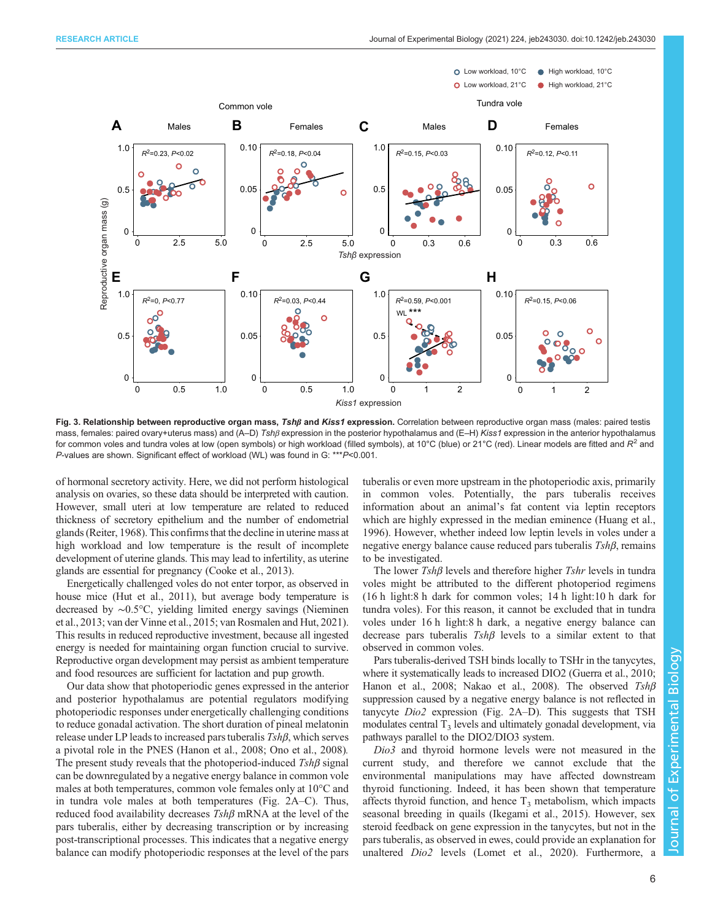**Fig. 3. Relationship between reproductive organ mass, *Tshβ* and *Kiss1* expression.** Correlation between reproductive organ mass (males: paired testis mass, females: paired ovary+uterus mass) and (A–D) *Tshβ* expression in the posterior hypothalamus and (E–H) *Kiss1* expression in the anterior hypothalamus for common voles and tundra voles at low (open symbols) or high workload (filled symbols), at 10°C (blue) or 21°C (red). Linear models are fitted and $R^2$ and *P*-values are shown. Significant effect of workload (WL) was found in G: ***$P$<0.001.

of hormonal secretory activity. Here, we did not perform histological analysis on ovaries, so these data should be interpreted with caution. However, small uteri at low temperature are related to reduced thickness of secretory epithelium and the number of endometrial glands (Reiter, 1968). This confirms that the decline in uterine mass at high workload and low temperature is the result of incomplete development of uterine glands. This may lead to infertility, as uterine glands are essential for pregnancy (Cooke et al., 2013).

Energetically challenged voles do not enter torpor, as observed in house mice (Hut et al., 2011), but average body temperature is decreased by ∼0.5°C, yielding limited energy savings (Nieminen et al., 2013; van der Vinne et al., 2015; van Rosmalen and Hut, 2021). This results in reduced reproductive investment, because all ingested energy is needed for maintaining organ function crucial to survive. Reproductive organ development may persist as ambient temperature and food resources are sufficient for lactation and pup growth.

Our data show that photoperiodic genes expressed in the anterior and posterior hypothalamus are potential regulators modifying photoperiodic responses under energetically challenging conditions to reduce gonadal activation. The short duration of pineal melatonin release under LP leads to increased pars tuberalis *Tshβ*, which serves a pivotal role in the PNES (Hanon et al., 2008; Ono et al., 2008). The present study reveals that the photoperiod-induced *Tshβ* signal can be downregulated by a negative energy balance in common vole males at both temperatures, common vole females only at 10°C and in tundra vole males at both temperatures (Fig. 2A–C). Thus, reduced food availability decreases *Tshβ* mRNA at the level of the pars tuberalis, either by decreasing transcription or by increasing post-transcriptional processes. This indicates that a negative energy balance can modify photoperiodic responses at the level of the pars tuberalis or even more upstream in the photoperiodic axis, primarily in common voles. Potentially, the pars tuberalis receives information about an animal's fat content via leptin receptors which are highly expressed in the median eminence (Huang et al., 1996). However, whether indeed low leptin levels in voles under a negative energy balance cause reduced pars tuberalis *Tshβ*, remains to be investigated.

The lower *Tshβ* levels and therefore higher *Tshr* levels in tundra voles might be attributed to the different photoperiod regimens (16 h light:8 h dark for common voles; 14 h light:10 h dark for tundra voles). For this reason, it cannot be excluded that in tundra voles under 16 h light:8 h dark, a negative energy balance can decrease pars tuberalis *Tshβ* levels to a similar extent to that observed in common voles.

Pars tuberalis-derived TSH binds locally to TSHr in the tanycytes, where it systematically leads to increased DIO2 (Guerra et al., 2010; Hanon et al., 2008; Nakao et al., 2008). The observed *Tshβ* suppression caused by a negative energy balance is not reflected in tanycyte *Dio2* expression (Fig. 2A–D). This suggests that TSH modulates central $T_3$ levels and ultimately gonadal development, via pathways parallel to the DIO2/DIO3 system.

*Dio3* and thyroid hormone levels were not measured in the current study, and therefore we cannot exclude that the environmental manipulations may have affected downstream thyroid functioning. Indeed, it has been shown that temperature affects thyroid function, and hence $T_3$ metabolism, which impacts seasonal breeding in quails (Ikegami et al., 2015). However, sex steroid feedback on gene expression in the tanycytes, but not in the pars tuberalis, as observed in ewes, could provide an explanation for unaltered *Dio2* levels (Lomet et al., 2020). Furthermore, a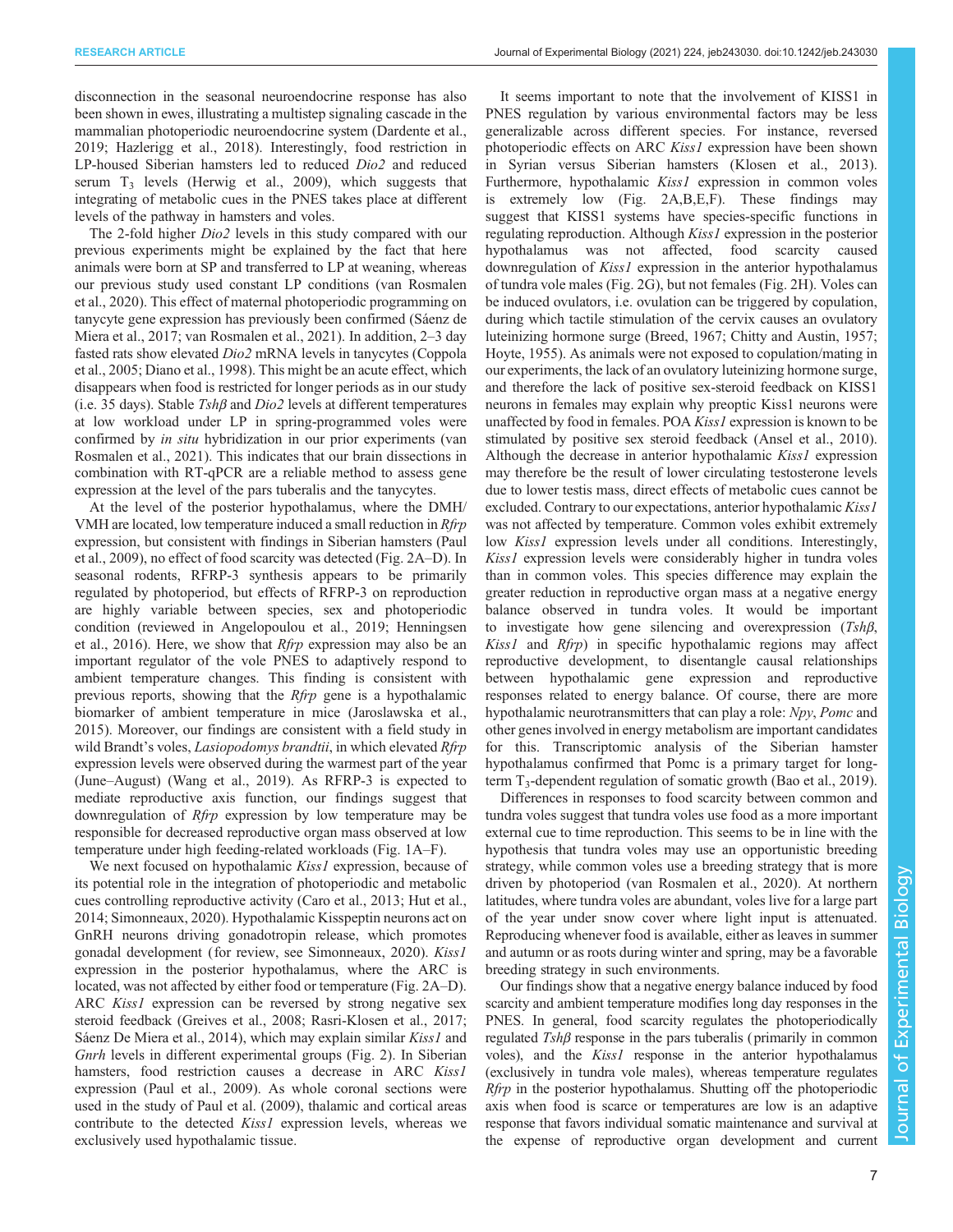disconnection in the seasonal neuroendocrine response has also been shown in ewes, illustrating a multistep signaling cascade in the mammalian photoperiodic neuroendocrine system (Dardente et al., 2019; Hazlerigg et al., 2018). Interestingly, food restriction in LP-housed Siberian hamsters led to reduced *Dio2* and reduced serum $T_3$ levels (Herwig et al., 2009), which suggests that integrating of metabolic cues in the PNES takes place at different levels of the pathway in hamsters and voles.

The 2-fold higher *Dio2* levels in this study compared with our previous experiments might be explained by the fact that here animals were born at SP and transferred to LP at weaning, whereas our previous study used constant LP conditions (van Rosmalen et al., 2020). This effect of maternal photoperiodic programming on tanycyte gene expression has previously been confirmed (Sáenz de Miera et al., 2017; van Rosmalen et al., 2021). In addition, 2–3 day fasted rats show elevated *Dio2* mRNA levels in tanycytes (Coppola et al., 2005; Diano et al., 1998). This might be an acute effect, which disappears when food is restricted for longer periods as in our study (i.e. 35 days). Stable *Tshβ* and *Dio2* levels at different temperatures at low workload under LP in spring-programmed voles were confirmed by *in situ* hybridization in our prior experiments (van Rosmalen et al., 2021). This indicates that our brain dissections in combination with RT-qPCR are a reliable method to assess gene expression at the level of the pars tuberalis and the tanycytes.

At the level of the posterior hypothalamus, where the DMH/VMH are located, low temperature induced a small reduction in *Rfrp* expression, but consistent with findings in Siberian hamsters (Paul et al., 2009), no effect of food scarcity was detected (Fig. 2A–D). In seasonal rodents, RFRP-3 synthesis appears to be primarily regulated by photoperiod, but effects of RFRP-3 on reproduction are highly variable between species, sex and photoperiodic condition (reviewed in Angelopoulou et al., 2019; Henningsen et al., 2016). Here, we show that *Rfrp* expression may also be an important regulator of the vole PNES to adaptively respond to ambient temperature changes. This finding is consistent with previous reports, showing that the *Rfrp* gene is a hypothalamic biomarker of ambient temperature in mice (Jaroslawska et al., 2015). Moreover, our findings are consistent with a field study in wild Brandt's voles, *Lasiopodomys brandtii*, in which elevated *Rfrp* expression levels were observed during the warmest part of the year (June–August) (Wang et al., 2019). As RFRP-3 is expected to mediate reproductive axis function, our findings suggest that downregulation of *Rfrp* expression by low temperature may be responsible for decreased reproductive organ mass observed at low temperature under high feeding-related workloads (Fig. 1A–F).

We next focused on hypothalamic *Kiss1* expression, because of its potential role in the integration of photoperiodic and metabolic cues controlling reproductive activity (Caro et al., 2013; Hut et al., 2014; Simonneaux, 2020). Hypothalamic Kisspeptin neurons act on GnRH neurons driving gonadotropin release, which promotes gonadal development (for review, see Simonneaux, 2020). *Kiss1* expression in the posterior hypothalamus, where the ARC is located, was not affected by either food or temperature (Fig. 2A–D). ARC *Kiss1* expression can be reversed by strong negative sex steroid feedback (Greives et al., 2008; Rasri-Klosen et al., 2017; Sáenz De Miera et al., 2014), which may explain similar *Kiss1* and *Gnrh* levels in different experimental groups (Fig. 2). In Siberian hamsters, food restriction causes a decrease in ARC *Kiss1* expression (Paul et al., 2009). As whole coronal sections were used in the study of Paul et al. (2009), thalamic and cortical areas contribute to the detected *Kiss1* expression levels, whereas we exclusively used hypothalamic tissue.

It seems important to note that the involvement of KISS1 in PNES regulation by various environmental factors may be less generalizable across different species. For instance, reversed photoperiodic effects on ARC *Kiss1* expression have been shown in Syrian versus Siberian hamsters (Klosen et al., 2013). Furthermore, hypothalamic *Kiss1* expression in common voles is extremely low (Fig. 2A,B,E,F). These findings may suggest that KISS1 systems have species-specific functions in regulating reproduction. Although *Kiss1* expression in the posterior hypothalamus was not affected, food scarcity caused downregulation of *Kiss1* expression in the anterior hypothalamus of tundra vole males (Fig. 2G), but not females (Fig. 2H). Voles can be induced ovulators, i.e. ovulation can be triggered by copulation, during which tactile stimulation of the cervix causes an ovulatory luteinizing hormone surge (Breed, 1967; Chitty and Austin, 1957; Hoyte, 1955). As animals were not exposed to copulation/mating in our experiments, the lack of an ovulatory luteinizing hormone surge, and therefore the lack of positive sex-steroid feedback on KISS1 neurons in females may explain why preoptic Kiss1 neurons were unaffected by food in females. POA *Kiss1* expression is known to be stimulated by positive sex steroid feedback (Ansel et al., 2010). Although the decrease in anterior hypothalamic *Kiss1* expression may therefore be the result of lower circulating testosterone levels due to lower testis mass, direct effects of metabolic cues cannot be excluded. Contrary to our expectations, anterior hypothalamic *Kiss1* was not affected by temperature. Common voles exhibit extremely low *Kiss1* expression levels under all conditions. Interestingly, *Kiss1* expression levels were considerably higher in tundra voles than in common voles. This species difference may explain the greater reduction in reproductive organ mass at a negative energy balance observed in tundra voles. It would be important to investigate how gene silencing and overexpression (*Tshβ*, *Kiss1* and *Rfrp*) in specific hypothalamic regions may affect reproductive development, to disentangle causal relationships between hypothalamic gene expression and reproductive responses related to energy balance. Of course, there are more hypothalamic neurotransmitters that can play a role: *Npy*, *Pomc* and other genes involved in energy metabolism are important candidates for this. Transcriptomic analysis of the Siberian hamster hypothalamus confirmed that Pomc is a primary target for long-term $T_3$-dependent regulation of somatic growth (Bao et al., 2019).

Differences in responses to food scarcity between common and tundra voles suggest that tundra voles use food as a more important external cue to time reproduction. This seems to be in line with the hypothesis that tundra voles may use an opportunistic breeding strategy, while common voles use a breeding strategy that is more driven by photoperiod (van Rosmalen et al., 2020). At northern latitudes, where tundra voles are abundant, voles live for a large part of the year under snow cover where light input is attenuated. Reproducing whenever food is available, either as leaves in summer and autumn or as roots during winter and spring, may be a favorable breeding strategy in such environments.

Our findings show that a negative energy balance induced by food scarcity and ambient temperature modifies long day responses in the PNES. In general, food scarcity regulates the photoperiodically regulated *Tshβ* response in the pars tuberalis (primarily in common voles), and the *Kiss1* response in the anterior hypothalamus (exclusively in tundra vole males), whereas temperature regulates *Rfrp* in the posterior hypothalamus. Shutting off the photoperiodic axis when food is scarce or temperatures are low is an adaptive response that favors individual somatic maintenance and survival at the expense of reproductive organ development and current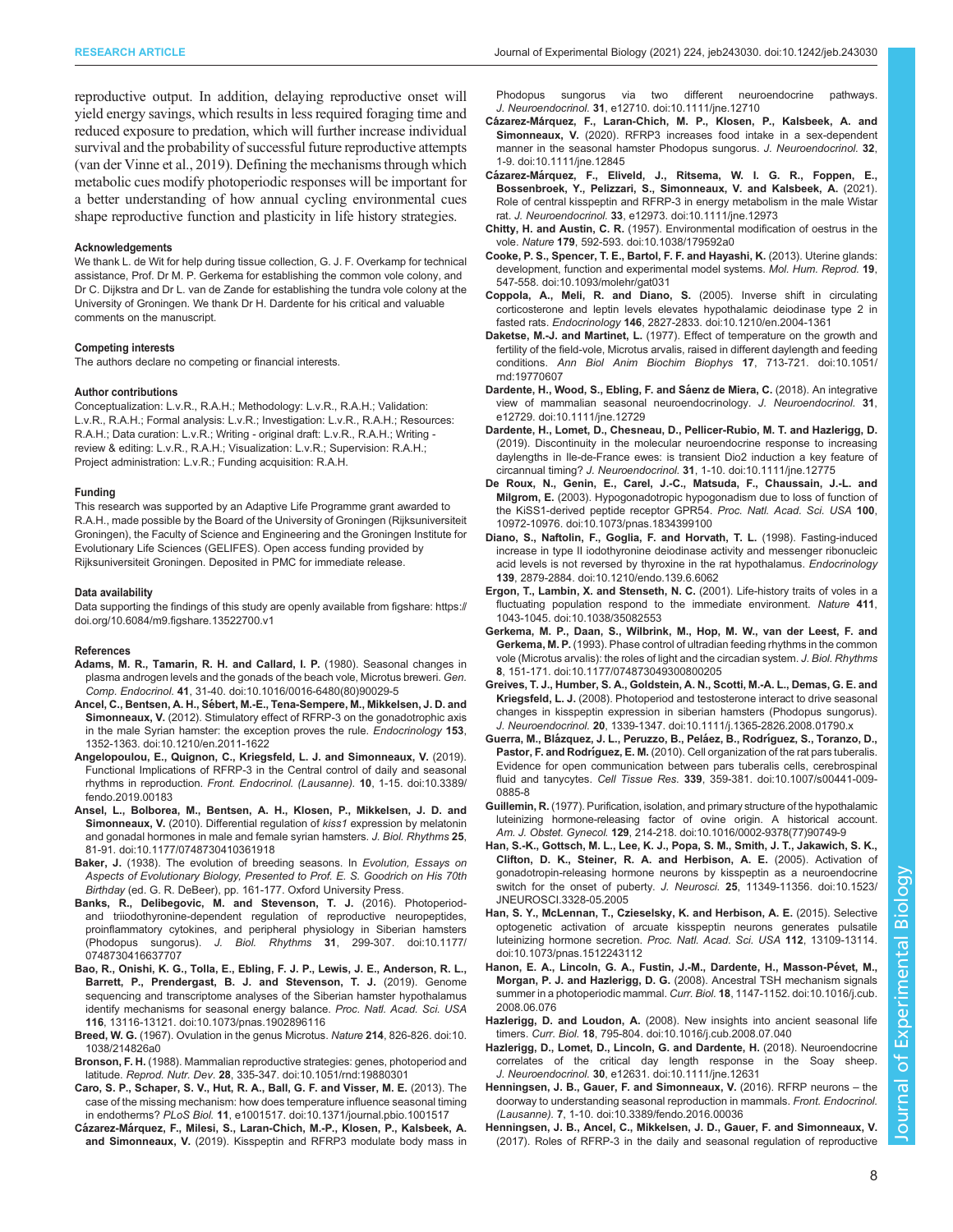reproductive output. In addition, delaying reproductive onset will yield energy savings, which results in less required foraging time and reduced exposure to predation, which will further increase individual survival and the probability of successful future reproductive attempts (van der Vinne et al., 2019). Defining the mechanisms through which metabolic cues modify photoperiodic responses will be important for a better understanding of how annual cycling environmental cues shape reproductive function and plasticity in life history strategies.

#### Acknowledgements

We thank L. de Wit for help during tissue collection, G. J. F. Overkamp for technical assistance, Prof. Dr M. P. Gerkema for establishing the common vole colony, and Dr C. Dijkstra and Dr L. van de Zande for establishing the tundra vole colony at the University of Groningen. We thank Dr H. Dardente for his critical and valuable comments on the manuscript.

#### Competing interests

The authors declare no competing or financial interests.

#### Author contributions

Conceptualization: L.v.R., R.A.H.; Methodology: L.v.R., R.A.H.; Validation: L.v.R., R.A.H.; Formal analysis: L.v.R.; Investigation: L.v.R., R.A.H.; Resources: R.A.H.; Data curation: L.v.R.; Writing - original draft: L.v.R., R.A.H.; Writing - review & editing: L.v.R., R.A.H.; Visualization: L.v.R.; Supervision: R.A.H.; Project administration: L.v.R.; Funding acquisition: R.A.H.

#### Funding

This research was supported by an Adaptive Life Programme grant awarded to R.A.H., made possible by the Board of the University of Groningen (Rijksuniversiteit Groningen), the Faculty of Science and Engineering and the Groningen Institute for Evolutionary Life Sciences (GELIFES). Open access funding provided by Rijksuniversiteit Groningen. Deposited in PMC for immediate release.

#### Data availability

Data supporting the findings of this study are openly available from figshare: https://doi.org/10.6084/m9.figshare.13522700.v1

#### References

**Adams, M. R., Tamarin, R. H. and Callard, I. P.** (1980). Seasonal changes in plasma androgen levels and the gonads of the beach vole, Microtus breweri. *Gen. Comp. Endocrinol.* **41**, 31-40. doi:10.1016/0016-6480(80)90029-5

**Ancel, C., Bentsen, A. H., Sébert, M.-E., Tena-Sempere, M., Mikkelsen, J. D. and Simonneaux, V.** (2012). Stimulatory effect of RFRP-3 on the gonadotrophic axis in the male Syrian hamster: the exception proves the rule. *Endocrinology* **153**, 1352-1363. doi:10.1210/en.2011-1622

**Angelopoulou, E., Quignon, C., Kriegsfeld, L. J. and Simonneaux, V.** (2019). Functional Implications of RFRP-3 in the Central control of daily and seasonal rhythms in reproduction. *Front. Endocrinol. (Lausanne).* **10**, 1-15. doi:10.3389/fendo.2019.00183

**Ansel, L., Bolborea, M., Bentsen, A. H., Klosen, P., Mikkelsen, J. D. and Simonneaux, V.** (2010). Differential regulation of *kiss1* expression by melatonin and gonadal hormones in male and female syrian hamsters. *J. Biol. Rhythms* **25**, 81-91. doi:10.1177/0748730410361918

**Baker, J.** (1938). The evolution of breeding seasons. In *Evolution, Essays on Aspects of Evolutionary Biology, Presented to Prof. E. S. Goodrich on His 70th Birthday* (ed. G. R. DeBeer), pp. 161-177. Oxford University Press.

**Banks, R., Delibegovic, M. and Stevenson, T. J.** (2016). Photoperiod- and triiodothyronine-dependent regulation of reproductive neuropeptides, proinflammatory cytokines, and peripheral physiology in Siberian hamsters (Phodopus sungorus). *J. Biol. Rhythms* **31**, 299-307. doi:10.1177/0748730416637707

**Bao, R., Onishi, K. G., Tolla, E., Ebling, F. J. P., Lewis, J. E., Anderson, R. L., Barrett, P., Prendergast, B. J. and Stevenson, T. J.** (2019). Genome sequencing and transcriptome analyses of the Siberian hamster hypothalamus identify mechanisms for seasonal energy balance. *Proc. Natl. Acad. Sci. USA* **116**, 13116-13121. doi:10.1073/pnas.1902896116

**Breed, W. G.** (1967). Ovulation in the genus Microtus. *Nature* **214**, 826-826. doi:10.1038/214826a0

**Bronson, F. H.** (1988). Mammalian reproductive strategies: genes, photoperiod and latitude. *Reprod. Nutr. Dev.* **28**, 335-347. doi:10.1051/rnd:19880301

**Caro, S. P., Schaper, S. V., Hut, R. A., Ball, G. F. and Visser, M. E.** (2013). The case of the missing mechanism: how does temperature influence seasonal timing in endotherms? *PLoS Biol.* **11**, e1001517. doi:10.1371/journal.pbio.1001517

**Cázarez-Márquez, F., Milesi, S., Laran-Chich, M.-P., Klosen, P., Kalsbeek, A. and Simonneaux, V.** (2019). Kisspeptin and RFRP3 modulate body mass in Phodopus sungorus via two different neuroendocrine pathways. *J. Neuroendocrinol.* **31**, e12710. doi:10.1111/jne.12710

**Cázarez-Márquez, F., Laran-Chich, M. P., Klosen, P., Kalsbeek, A. and Simonneaux, V.** (2020). RFRP3 increases food intake in a sex-dependent manner in the seasonal hamster Phodopus sungorus. *J. Neuroendocrinol.* **32**, 1-9. doi:10.1111/jne.12845

**Cázarez-Márquez, F., Eliveld, J., Ritsema, W. I. G. R., Foppen, E., Bossenbroek, Y., Pelizzari, S., Simonneaux, V. and Kalsbeek, A.** (2021). Role of central kisspeptin and RFRP-3 in energy metabolism in the male Wistar rat. *J. Neuroendocrinol.* **33**, e12973. doi:10.1111/jne.12973

**Chitty, H. and Austin, C. R.** (1957). Environmental modification of oestrus in the vole. *Nature* **179**, 592-593. doi:10.1038/179592a0

**Cooke, P. S., Spencer, T. E., Bartol, F. F. and Hayashi, K.** (2013). Uterine glands: development, function and experimental model systems. *Mol. Hum. Reprod.* **19**, 547-558. doi:10.1093/molehr/gat031

**Coppola, A., Meli, R. and Diano, S.** (2005). Inverse shift in circulating corticosterone and leptin levels elevates hypothalamic deiodinase type 2 in fasted rats. *Endocrinology* **146**, 2827-2833. doi:10.1210/en.2004-1361

**Daketse, M.-J. and Martinet, L.** (1977). Effect of temperature on the growth and fertility of the field-vole, Microtus arvalis, raised in different daylength and feeding conditions. *Ann Biol Anim Biochim Biophys* **17**, 713-721. doi:10.1051/rnd:19770607

**Dardente, H., Wood, S., Ebling, F. and Sáenz de Miera, C.** (2018). An integrative view of mammalian seasonal neuroendocrinology. *J. Neuroendocrinol.* **31**, e12729. doi:10.1111/jne.12729

**Dardente, H., Lomet, D., Chesneau, D., Pellicer-Rubio, M. T. and Hazlerigg, D.** (2019). Discontinuity in the molecular neuroendocrine response to increasing daylengths in Ile-de-France ewes: is transient Dio2 induction a key feature of circannual timing? *J. Neuroendocrinol.* **31**, 1-10. doi:10.1111/jne.12775

**De Roux, N., Genin, E., Carel, J.-C., Matsuda, F., Chaussain, J.-L. and Milgrom, E.** (2003). Hypogonadotropic hypogonadism due to loss of function of the KiSS1-derived peptide receptor GPR54. *Proc. Natl. Acad. Sci. USA* **100**, 10972-10976. doi:10.1073/pnas.1834399100

**Diano, S., Naftolin, F., Goglia, F. and Horvath, T. L.** (1998). Fasting-induced increase in type II iodothyronine deiodinase activity and messenger ribonucleic acid levels is not reversed by thyroxine in the rat hypothalamus. *Endocrinology* **139**, 2879-2884. doi:10.1210/endo.139.6.6062

**Ergon, T., Lambin, X. and Stenseth, N. C.** (2001). Life-history traits of voles in a fluctuating population respond to the immediate environment. *Nature* **411**, 1043-1045. doi:10.1038/35082553

**Gerkema, M. P., Daan, S., Wilbrink, M., Hop, M. W., van der Leest, F. and Gerkema, M. P.** (1993). Phase control of ultradian feeding rhythms in the common vole (Microtus arvalis): the roles of light and the circadian system. *J. Biol. Rhythms* **8**, 151-171. doi:10.1177/074873049300800205

**Greives, T. J., Humber, S. A., Goldstein, A. N., Scotti, M.-A. L., Demas, G. E. and Kriegsfeld, L. J.** (2008). Photoperiod and testosterone interact to drive seasonal changes in kisspeptin expression in siberian hamsters (Phodopus sungorus). *J. Neuroendocrinol.* **20**, 1339-1347. doi:10.1111/j.1365-2826.2008.01790.x

**Guerra, M., Blázquez, J. L., Peruzzo, B., Peláez, B., Rodríguez, S., Toranzo, D., Pastor, F. and Rodríguez, E. M.** (2010). Cell organization of the rat pars tuberalis. Evidence for open communication between pars tuberalis cells, cerebrospinal fluid and tanycytes. *Cell Tissue Res.* **339**, 359-381. doi:10.1007/s00441-009-0885-8

**Guillemin, R.** (1977). Purification, isolation, and primary structure of the hypothalamic luteinizing hormone-releasing factor of ovine origin. A historical account. *Am. J. Obstet. Gynecol.* **129**, 214-218. doi:10.1016/0002-9378(77)90749-9

**Han, S.-K., Gottsch, M. L., Lee, K. J., Popa, S. M., Smith, J. T., Jakawich, S. K., Clifton, D. K., Steiner, R. A. and Herbison, A. E.** (2005). Activation of gonadotropin-releasing hormone neurons by kisspeptin as a neuroendocrine switch for the onset of puberty. *J. Neurosci.* **25**, 11349-11356. doi:10.1523/JNEUROSCI.3328-05.2005

**Han, S. Y., McLennan, T., Czieselsky, K. and Herbison, A. E.** (2015). Selective optogenetic activation of arcuate kisspeptin neurons generates pulsatile luteinizing hormone secretion. *Proc. Natl. Acad. Sci. USA* **112**, 13109-13114. doi:10.1073/pnas.1512243112

**Hanon, E. A., Lincoln, G. A., Fustin, J.-M., Dardente, H., Masson-Pévet, M., Morgan, P. J. and Hazlerigg, D. G.** (2008). Ancestral TSH mechanism signals summer in a photoperiodic mammal. *Curr. Biol.* **18**, 1147-1152. doi:10.1016/j.cub.2008.06.076

**Hazlerigg, D. and Loudon, A.** (2008). New insights into ancient seasonal life timers. *Curr. Biol.* **18**, 795-804. doi:10.1016/j.cub.2008.07.040

**Hazlerigg, D., Lomet, D., Lincoln, G. and Dardente, H.** (2018). Neuroendocrine correlates of the critical day length response in the Soay sheep. *J. Neuroendocrinol.* **30**, e12631. doi:10.1111/jne.12631

**Henningsen, J. B., Gauer, F. and Simonneaux, V.** (2016). RFRP neurons – the doorway to understanding seasonal reproduction in mammals. *Front. Endocrinol. (Lausanne).* **7**, 1-10. doi:10.3389/fendo.2016.00036

**Henningsen, J. B., Ancel, C., Mikkelsen, J. D., Gauer, F. and Simonneaux, V.** (2017). Roles of RFRP-3 in the daily and seasonal regulation of reproductive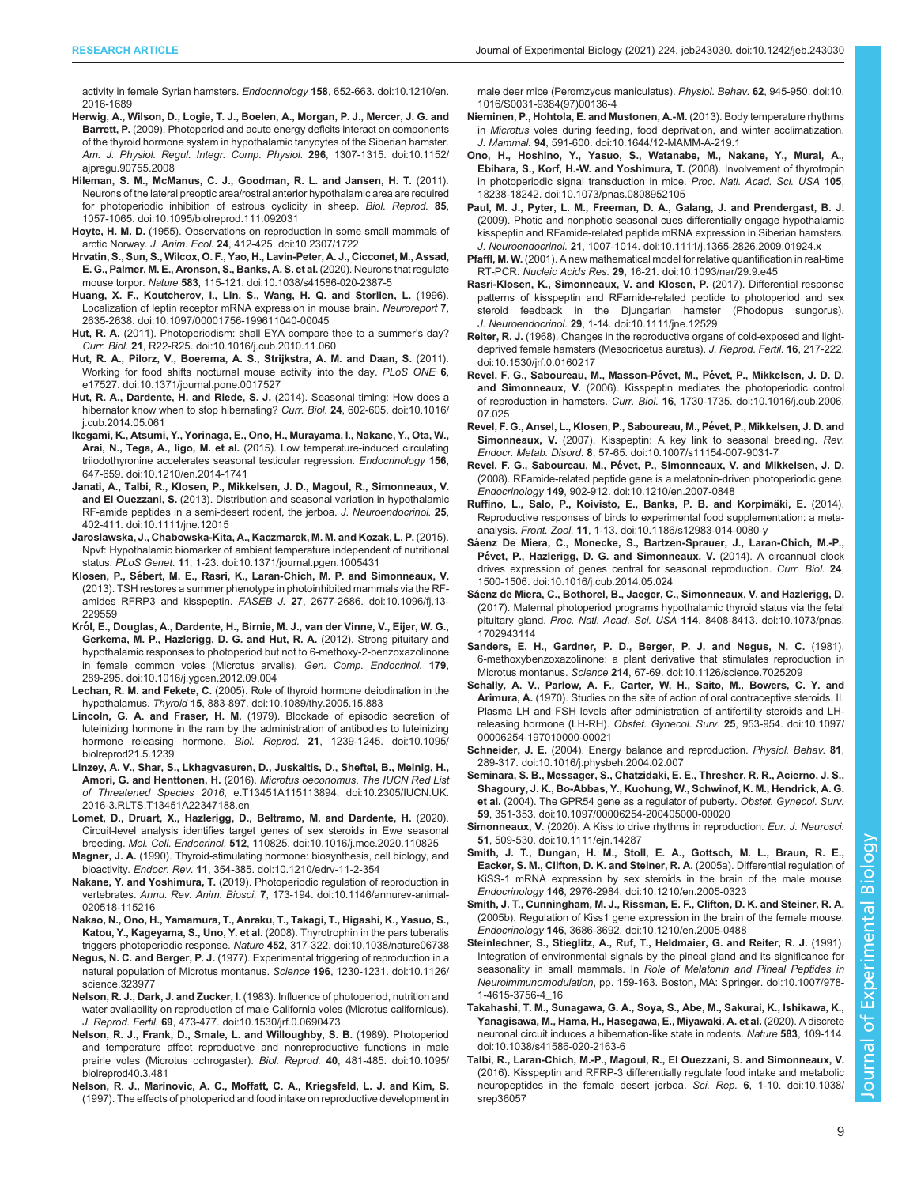activity in female Syrian hamsters. *Endocrinology* **158**, 652-663. doi:10.1210/en.2016-1689

**Herwig, A., Wilson, D., Logie, T. J., Boelen, A., Morgan, P. J., Mercer, J. G. and Barrett, P.** (2009). Photoperiod and acute energy deficits interact on components of the thyroid hormone system in hypothalamic tanycytes of the Siberian hamster. *Am. J. Physiol. Regul. Integr. Comp. Physiol.* **296**, 1307-1315. doi:10.1152/ajpregu.90755.2008

**Hileman, S. M., McManus, C. J., Goodman, R. L. and Jansen, H. T.** (2011). Neurons of the lateral preoptic area/rostral anterior hypothalamic area are required for photoperiodic inhibition of estrous cyclicity in sheep. *Biol. Reprod.* **85**, 1057-1065. doi:10.1095/biolreprod.111.092031

**Hoyte, H. M. D.** (1955). Observations on reproduction in some small mammals of arctic Norway. *J. Anim. Ecol.* **24**, 412-425. doi:10.2307/1722

**Hrvatin, S., Sun, S., Wilcox, O. F., Yao, H., Lavin-Peter, A. J., Cicconet, M., Assad, E. G., Palmer, M. E., Aronson, S., Banks, A. S. et al.** (2020). Neurons that regulate mouse torpor. *Nature* **583**, 115-121. doi:10.1038/s41586-020-2387-5

**Huang, X. F., Koutcherov, I., Lin, S., Wang, H. Q. and Storlien, L.** (1996). Localization of leptin receptor mRNA expression in mouse brain. *Neuroreport* **7**, 2635-2638. doi:10.1097/00001756-199611040-00045

**Hut, R. A.** (2011). Photoperiodism: shall EYA compare thee to a summer's day? *Curr. Biol.* **21**, R22-R25. doi:10.1016/j.cub.2010.11.060

**Hut, R. A., Pilorz, V., Boerema, A. S., Strijkstra, A. M. and Daan, S.** (2011). Working for food shifts nocturnal mouse activity into the day. *PLoS ONE* **6**, e17527. doi:10.1371/journal.pone.0017527

**Hut, R. A., Dardente, H. and Riede, S. J.** (2014). Seasonal timing: How does a hibernator know when to stop hibernating? *Curr. Biol.* **24**, 602-605. doi:10.1016/j.cub.2014.05.061

**Ikegami, K., Atsumi, Y., Yorinaga, E., Ono, H., Murayama, I., Nakane, Y., Ota, W., Arai, N., Tega, A., Iigo, M. et al.** (2015). Low temperature-induced circulating triiodothyronine accelerates seasonal testicular regression. *Endocrinology* **156**, 647-659. doi:10.1210/en.2014-1741

**Janati, A., Talbi, R., Klosen, P., Mikkelsen, J. D., Magoul, R., Simonneaux, V. and El Ouezzani, S.** (2013). Distribution and seasonal variation in hypothalamic RF-amide peptides in a semi-desert rodent, the jerboa. *J. Neuroendocrinol.* **25**, 402-411. doi:10.1111/jne.12015

**Jaroslawska, J., Chabowska-Kita, A., Kaczmarek, M. M. and Kozak, L. P.** (2015). Npvf: Hypothalamic biomarker of ambient temperature independent of nutritional status. *PLoS Genet.* **11**, 1-23. doi:10.1371/journal.pgen.1005431

**Klosen, P., Sébert, M. E., Rasri, K., Laran-Chich, M. P. and Simonneaux, V.** (2013). TSH restores a summer phenotype in photoinhibited mammals via the RF-amides RFRP3 and kisspeptin. *FASEB J.* **27**, 2677-2686. doi:10.1096/fj.13-229559

**Król, E., Douglas, A., Dardente, H., Birnie, M. J., van der Vinne, V., Eijer, W. G., Gerkema, M. P., Hazlerigg, D. G. and Hut, R. A.** (2012). Strong pituitary and hypothalamic responses to photoperiod but not to 6-methoxy-2-benzoxazolinone in female common voles (Microtus arvalis). *Gen. Comp. Endocrinol.* **179**, 289-295. doi:10.1016/j.ygcen.2012.09.004

**Lechan, R. M. and Fekete, C.** (2005). Role of thyroid hormone deiodination in the hypothalamus. *Thyroid* **15**, 883-897. doi:10.1089/thy.2005.15.883

**Lincoln, G. A. and Fraser, H. M.** (1979). Blockade of episodic secretion of luteinizing hormone in the ram by the administration of antibodies to luteinizing hormone releasing hormone. *Biol. Reprod.* **21**, 1239-1245. doi:10.1095/biolreprod21.5.1239

**Linzey, A. V., Shar, S., Lkhagvasuren, D., Juskaitis, D., Sheftel, B., Meinig, H., Amori, G. and Henttonen, H.** (2016). *Microtus oeconomus. The IUCN Red List of Threatened Species 2016*, e.T13451A115113894. doi:10.2305/IUCN.UK.2016-3.RLTS.T13451A22347188.en

**Lomet, D., Druart, X., Hazlerigg, D., Beltramo, M. and Dardente, H.** (2020). Circuit-level analysis identifies target genes of sex steroids in Ewe seasonal breeding. *Mol. Cell. Endocrinol.* **512**, 110825. doi:10.1016/j.mce.2020.110825

**Magner, J. A.** (1990). Thyroid-stimulating hormone: biosynthesis, cell biology, and bioactivity. *Endocr. Rev.* **11**, 354-385. doi:10.1210/edrv-11-2-354

**Nakane, Y. and Yoshimura, T.** (2019). Photoperiodic regulation of reproduction in vertebrates. *Annu. Rev. Anim. Biosci.* **7**, 173-194. doi:10.1146/annurev-animal-020518-115216

**Nakao, N., Ono, H., Yamamura, T., Anraku, T., Takagi, T., Higashi, K., Yasuo, S., Katou, Y., Kageyama, S., Uno, Y. et al.** (2008). Thyrotrophin in the pars tuberalis triggers photoperiodic response. *Nature* **452**, 317-322. doi:10.1038/nature06738

**Negus, N. C. and Berger, P. J.** (1977). Experimental triggering of reproduction in a natural population of Microtus montanus. *Science* **196**, 1230-1231. doi:10.1126/science.323977

**Nelson, R. J., Dark, J. and Zucker, I.** (1983). Influence of photoperiod, nutrition and water availability on reproduction of male California voles (Microtus californicus). *J. Reprod. Fertil.* **69**, 473-477. doi:10.1530/jrf.0.0690473

**Nelson, R. J., Frank, D., Smale, L. and Willoughby, S. B.** (1989). Photoperiod and temperature affect reproductive and nonreproductive functions in male prairie voles (Microtus ochrogaster). *Biol. Reprod.* **40**, 481-485. doi:10.1095/biolreprod40.3.481

**Nelson, R. J., Marinovic, A. C., Moffatt, C. A., Kriegsfeld, L. J. and Kim, S.** (1997). The effects of photoperiod and food intake on reproductive development in male deer mice (Peromzycus maniculatus). *Physiol. Behav.* **62**, 945-950. doi:10.1016/S0031-9384(97)00136-4

**Nieminen, P., Hohtola, E. and Mustonen, A.-M.** (2013). Body temperature rhythms in *Microtus* voles during feeding, food deprivation, and winter acclimatization. *J. Mammal.* **94**, 591-600. doi:10.1644/12-MAMM-A-219.1

**Ono, H., Hoshino, Y., Yasuo, S., Watanabe, M., Nakane, Y., Murai, A., Ebihara, S., Korf, H.-W. and Yoshimura, T.** (2008). Involvement of thyrotropin in photoperiodic signal transduction in mice. *Proc. Natl. Acad. Sci. USA* **105**, 18238-18242. doi:10.1073/pnas.0808952105

**Paul, M. J., Pyter, L. M., Freeman, D. A., Galang, J. and Prendergast, B. J.** (2009). Photic and nonphotic seasonal cues differentially engage hypothalamic kisspeptin and RFamide-related peptide mRNA expression in Siberian hamsters. *J. Neuroendocrinol.* **21**, 1007-1014. doi:10.1111/j.1365-2826.2009.01924.x

**Pfaffl, M. W.** (2001). A new mathematical model for relative quantification in real-time RT-PCR. *Nucleic Acids Res.* **29**, 16-21. doi:10.1093/nar/29.9.e45

**Rasri-Klosen, K., Simonneaux, V. and Klosen, P.** (2017). Differential response patterns of kisspeptin and RFamide-related peptide to photoperiod and sex steroid feedback in the Djungarian hamster (Phodopus sungorus). *J. Neuroendocrinol.* **29**, 1-14. doi:10.1111/jne.12529

**Reiter, R. J.** (1968). Changes in the reproductive organs of cold-exposed and light-deprived female hamsters (Mesocricetus auratus). *J. Reprod. Fertil.* **16**, 217-222. doi:10.1530/jrf.0.0160217

**Revel, F. G., Saboureau, M., Masson-Pévet, M., Pévet, P., Mikkelsen, J. D. D. and Simonneaux, V.** (2006). Kisspeptin mediates the photoperiodic control of reproduction in hamsters. *Curr. Biol.* **16**, 1730-1735. doi:10.1016/j.cub.2006.07.025

**Revel, F. G., Ansel, L., Klosen, P., Saboureau, M., Pévet, P., Mikkelsen, J. D. and Simonneaux, V.** (2007). Kisspeptin: A key link to seasonal breeding. *Rev. Endocr. Metab. Disord.* **8**, 57-65. doi:10.1007/s11154-007-9031-7

**Revel, F. G., Saboureau, M., Pévet, P., Simonneaux, V. and Mikkelsen, J. D.** (2008). RFamide-related peptide gene is a melatonin-driven photoperiodic gene. *Endocrinology* **149**, 902-912. doi:10.1210/en.2007-0848

**Ruffino, L., Salo, P., Koivisto, E., Banks, P. B. and Korpimäki, E.** (2014). Reproductive responses of birds to experimental food supplementation: a meta-analysis. *Front. Zool.* **11**, 1-13. doi:10.1186/s12983-014-0080-y

**Sáenz De Miera, C., Monecke, S., Bartzen-Sprauer, J., Laran-Chich, M.-P., Pévet, P., Hazlerigg, D. G. and Simonneaux, V.** (2014). A circannual clock drives expression of genes central for seasonal reproduction. *Curr. Biol.* **24**, 1500-1506. doi:10.1016/j.cub.2014.05.024

**Sáenz de Miera, C., Bothorel, B., Jaeger, C., Simonneaux, V. and Hazlerigg, D.** (2017). Maternal photoperiod programs hypothalamic thyroid status via the fetal pituitary gland. *Proc. Natl. Acad. Sci. USA* **114**, 8408-8413. doi:10.1073/pnas.1702943114

**Sanders, E. H., Gardner, P. D., Berger, P. J. and Negus, N. C.** (1981). 6-methoxybenzoxazolinone: a plant derivative that stimulates reproduction in Microtus montanus. *Science* **214**, 67-69. doi:10.1126/science.7025209

**Schally, A. V., Parlow, A. F., Carter, W. H., Saito, M., Bowers, C. Y. and Arimura, A.** (1970). Studies on the site of action of oral contraceptive steroids. II. Plasma LH and FSH levels after administration of antifertility steroids and LH-releasing hormone (LH-RH). *Obstet. Gynecol. Surv.* **25**, 953-954. doi:10.1097/00006254-197010000-00021

**Schneider, J. E.** (2004). Energy balance and reproduction. *Physiol. Behav.* **81**, 289-317. doi:10.1016/j.physbeh.2004.02.007

**Seminara, S. B., Messager, S., Chatzidaki, E. E., Thresher, R. R., Acierno, J. S., Shagoury, J. K., Bo-Abbas, Y., Kuohung, W., Schwinof, K. M., Hendrick, A. G. et al.** (2004). The GPR54 gene as a regulator of puberty. *Obstet. Gynecol. Surv.* **59**, 351-353. doi:10.1097/00006254-200405000-00020

**Simonneaux, V.** (2020). A Kiss to drive rhythms in reproduction. *Eur. J. Neurosci.* **51**, 509-530. doi:10.1111/ejn.14287

**Smith, J. T., Dungan, H. M., Stoll, E. A., Gottsch, M. L., Braun, R. E., Eacker, S. M., Clifton, D. K. and Steiner, R. A.** (2005a). Differential regulation of KiSS-1 mRNA expression by sex steroids in the brain of the male mouse. *Endocrinology* **146**, 2976-2984. doi:10.1210/en.2005-0323

**Smith, J. T., Cunningham, M. J., Rissman, E. F., Clifton, D. K. and Steiner, R. A.** (2005b). Regulation of Kiss1 gene expression in the brain of the female mouse. *Endocrinology* **146**, 3686-3692. doi:10.1210/en.2005-0488

**Steinlechner, S., Stieglitz, A., Ruf, T., Heldmaier, G. and Reiter, R. J.** (1991). Integration of environmental signals by the pineal gland and its significance for seasonality in small mammals. In *Role of Melatonin and Pineal Peptides in Neuroimmunomodulation*, pp. 159-163. Boston, MA: Springer. doi:10.1007/978-1-4615-3756-4_16

**Takahashi, T. M., Sunagawa, G. A., Soya, S., Abe, M., Sakurai, K., Ishikawa, K., Yanagisawa, M., Hama, H., Hasegawa, E., Miyawaki, A. et al.** (2020). A discrete neuronal circuit induces a hibernation-like state in rodents. *Nature* **583**, 109-114. doi:10.1038/s41586-020-2163-6

**Talbi, R., Laran-Chich, M.-P., Magoul, R., El Ouezzani, S. and Simonneaux, V.** (2016). Kisspeptin and RFRP-3 differentially regulate food intake and metabolic neuropeptides in the female desert jerboa. *Sci. Rep.* **6**, 1-10. doi:10.1038/srep36057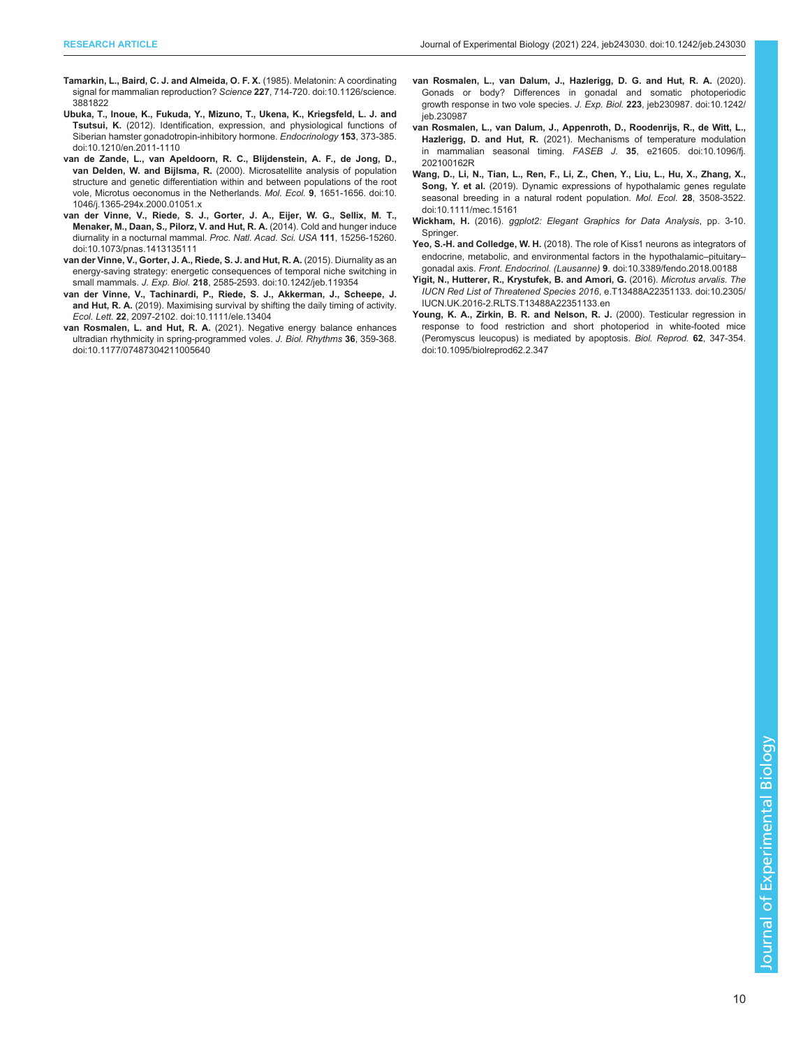**Tamarkin, L., Baird, C. J. and Almeida, O. F. X.** (1985). Melatonin: A coordinating signal for mammalian reproduction? *Science* **227**, 714-720. doi:10.1126/science.3881822

**Ubuka, T., Inoue, K., Fukuda, Y., Mizuno, T., Ukena, K., Kriegsfeld, L. J. and Tsutsui, K.** (2012). Identification, expression, and physiological functions of Siberian hamster gonadotropin-inhibitory hormone. *Endocrinology* **153**, 373-385. doi:10.1210/en.2011-1110

**van de Zande, L., van Apeldoorn, R. C., Blijdenstein, A. F., de Jong, D., van Delden, W. and Bijlsma, R.** (2000). Microsatellite analysis of population structure and genetic differentiation within and between populations of the root vole, Microtus oeconomus in the Netherlands. *Mol. Ecol.* **9**, 1651-1656. doi:10.1046/j.1365-294x.2000.01051.x

**van der Vinne, V., Riede, S. J., Gorter, J. A., Eijer, W. G., Sellix, M. T., Menaker, M., Daan, S., Pilorz, V. and Hut, R. A.** (2014). Cold and hunger induce diurnality in a nocturnal mammal. *Proc. Natl. Acad. Sci. USA* **111**, 15256-15260. doi:10.1073/pnas.1413135111

**van der Vinne, V., Gorter, J. A., Riede, S. J. and Hut, R. A.** (2015). Diurnality as an energy-saving strategy: energetic consequences of temporal niche switching in small mammals. *J. Exp. Biol.* **218**, 2585-2593. doi:10.1242/jeb.119354

**van der Vinne, V., Tachinardi, P., Riede, S. J., Akkerman, J., Scheepe, J. and Hut, R. A.** (2019). Maximising survival by shifting the daily timing of activity. *Ecol. Lett.* **22**, 2097-2102. doi:10.1111/ele.13404

**van Rosmalen, L. and Hut, R. A.** (2021). Negative energy balance enhances ultradian rhythmicity in spring-programmed voles. *J. Biol. Rhythms* **36**, 359-368. doi:10.1177/07487304211005640

**van Rosmalen, L., van Dalum, J., Hazlerigg, D. G. and Hut, R. A.** (2020). Gonads or body? Differences in gonadal and somatic photoperiodic growth response in two vole species. *J. Exp. Biol.* **223**, jeb230987. doi:10.1242/jeb.230987

**van Rosmalen, L., van Dalum, J., Appenroth, D., Roodenrijs, R., de Witt, L., Hazlerigg, D. and Hut, R.** (2021). Mechanisms of temperature modulation in mammalian seasonal timing. *FASEB J.* **35**, e21605. doi:10.1096/fj.202100162R

**Wang, D., Li, N., Tian, L., Ren, F., Li, Z., Chen, Y., Liu, L., Hu, X., Zhang, X., Song, Y. et al.** (2019). Dynamic expressions of hypothalamic genes regulate seasonal breeding in a natural rodent population. *Mol. Ecol.* **28**, 3508-3522. doi:10.1111/mec.15161

**Wickham, H.** (2016). *ggplot2: Elegant Graphics for Data Analysis*, pp. 3-10. Springer.

**Yeo, S.-H. and Colledge, W. H.** (2018). The role of Kiss1 neurons as integrators of endocrine, metabolic, and environmental factors in the hypothalamic–pituitary–gonadal axis. *Front. Endocrinol. (Lausanne)* **9**. doi:10.3389/fendo.2018.00188

**Yigit, N., Hutterer, R., Krystufek, B. and Amori, G.** (2016). *Microtus arvalis. The IUCN Red List of Threatened Species 2016*, e.T13488A22351133. doi:10.2305/IUCN.UK.2016-2.RLTS.T13488A22351133.en

**Young, K. A., Zirkin, B. R. and Nelson, R. J.** (2000). Testicular regression in response to food restriction and short photoperiod in white-footed mice (Peromyscus leucopus) is mediated by apoptosis. *Biol. Reprod.* **62**, 347-354. doi:10.1095/biolreprod62.2.347